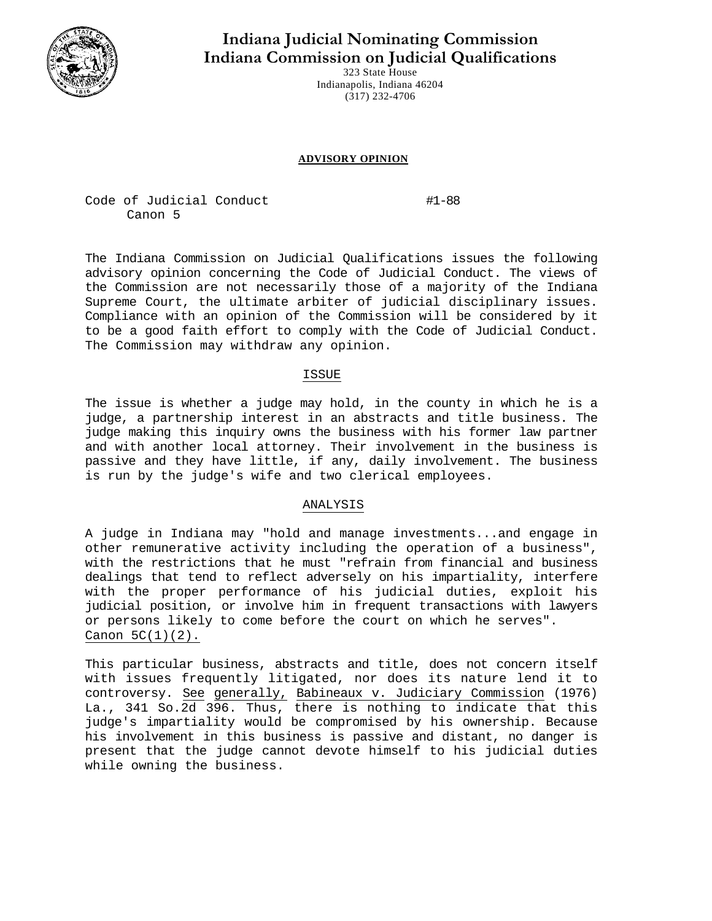# Indiana Judicial Nominating Commission
# Indiana Commission on Judicial Qualifications

323 State House
Indianapolis, Indiana 46204
(317) 232-4706

**ADVISORY OPINION**

Code of Judicial Conduct #1-88
Canon 5

The Indiana Commission on Judicial Qualifications issues the following advisory opinion concerning the Code of Judicial Conduct. The views of the Commission are not necessarily those of a majority of the Indiana Supreme Court, the ultimate arbiter of judicial disciplinary issues. Compliance with an opinion of the Commission will be considered by it to be a good faith effort to comply with the Code of Judicial Conduct. The Commission may withdraw any opinion.

## ISSUE

The issue is whether a judge may hold, in the county in which he is a judge, a partnership interest in an abstracts and title business. The judge making this inquiry owns the business with his former law partner and with another local attorney. Their involvement in the business is passive and they have little, if any, daily involvement. The business is run by the judge's wife and two clerical employees.

## ANALYSIS

A judge in Indiana may "hold and manage investments...and engage in other remunerative activity including the operation of a business", with the restrictions that he must "refrain from financial and business dealings that tend to reflect adversely on his impartiality, interfere with the proper performance of his judicial duties, exploit his judicial position, or involve him in frequent transactions with lawyers or persons likely to come before the court on which he serves". Canon 5C(1)(2).

This particular business, abstracts and title, does not concern itself with issues frequently litigated, nor does its nature lend it to controversy. See generally, Babineaux v. Judiciary Commission (1976) La., 341 So.2d 396. Thus, there is nothing to indicate that this judge's impartiality would be compromised by his ownership. Because his involvement in this business is passive and distant, no danger is present that the judge cannot devote himself to his judicial duties while owning the business.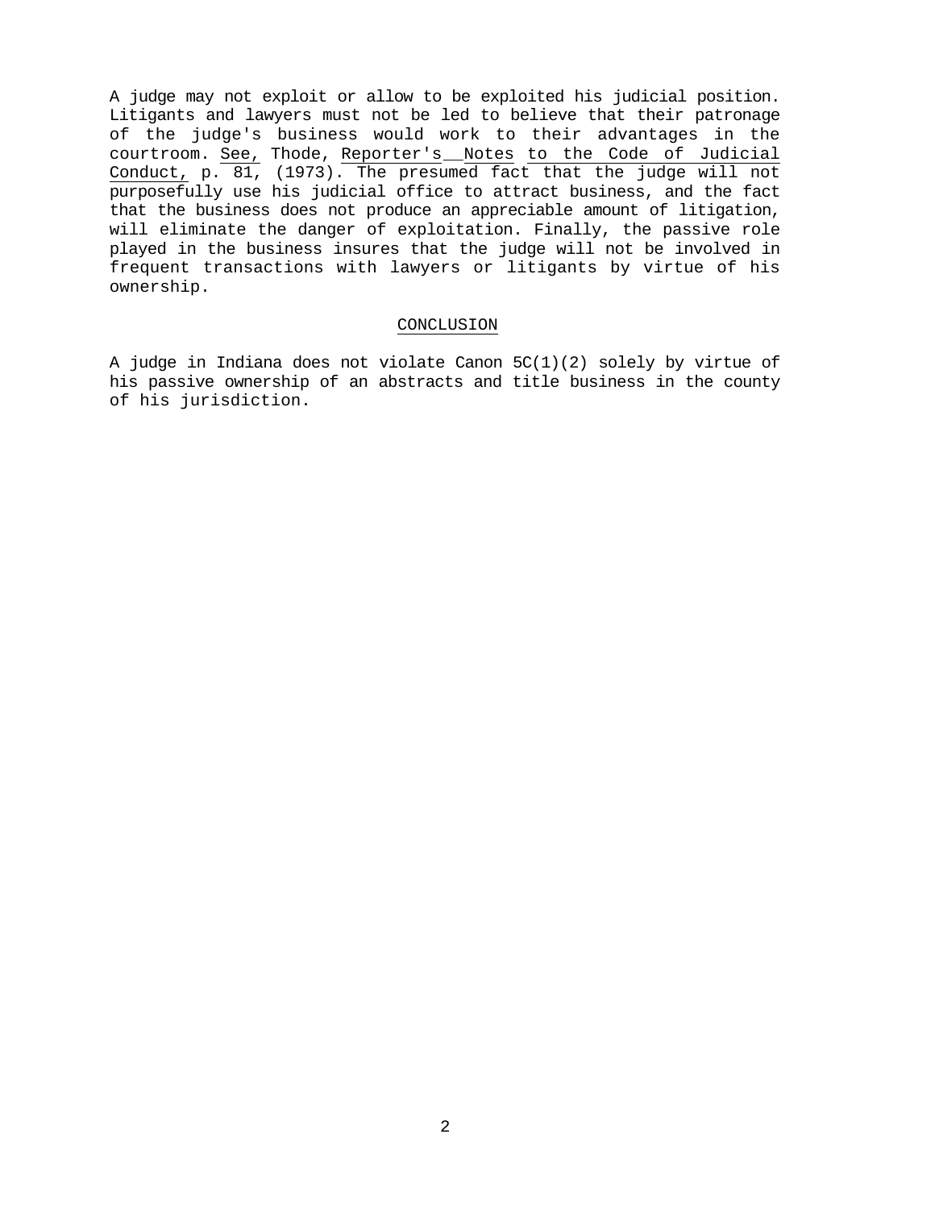A judge may not exploit or allow to be exploited his judicial position. Litigants and lawyers must not be led to believe that their patronage of the judge's business would work to their advantages in the courtroom. *See,* Thode, *Reporter's Notes to the Code of Judicial Conduct,* p. 81, (1973). The presumed fact that the judge will not purposefully use his judicial office to attract business, and the fact that the business does not produce an appreciable amount of litigation, will eliminate the danger of exploitation. Finally, the passive role played in the business insures that the judge will not be involved in frequent transactions with lawyers or litigants by virtue of his ownership.

## CONCLUSION

A judge in Indiana does not violate Canon 5C(1)(2) solely by virtue of his passive ownership of an abstracts and title business in the county of his jurisdiction.